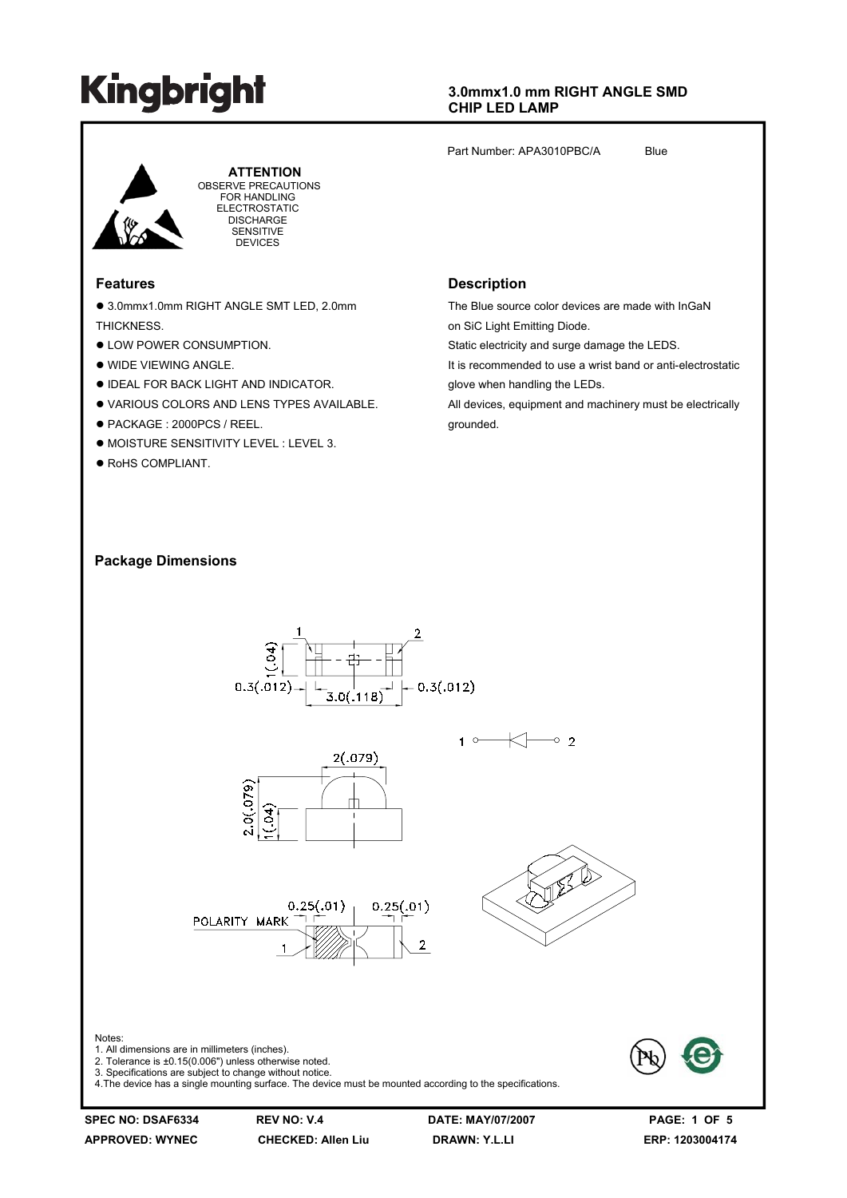# Kingbright

**3.0mmx1.0 mm RIGHT ANGLE SMD CHIP LED LAMP**

Part Number: APA3010PBC/A    Blue

**ATTENTION**
OBSERVE PRECAUTIONS FOR HANDLING ELECTROSTATIC DISCHARGE SENSITIVE DEVICES

## Features

- 3.0mmx1.0mm RIGHT ANGLE SMT LED, 2.0mm THICKNESS.
- LOW POWER CONSUMPTION.
- WIDE VIEWING ANGLE.
- IDEAL FOR BACK LIGHT AND INDICATOR.
- VARIOUS COLORS AND LENS TYPES AVAILABLE.
- PACKAGE : 2000PCS / REEL.
- MOISTURE SENSITIVITY LEVEL : LEVEL 3.
- RoHS COMPLIANT.

## Description

The Blue source color devices are made with InGaN on SiC Light Emitting Diode.
Static electricity and surge damage the LEDS.
It is recommended to use a wrist band or anti-electrostatic glove when handling the LEDs.
All devices, equipment and machinery must be electrically grounded.

## Package Dimensions

Notes:
1. All dimensions are in millimeters (inches).
2. Tolerance is ±0.15(0.006") unless otherwise noted.
3. Specifications are subject to change without notice.
4.The device has a single mounting surface. The device must be mounted according to the specifications.

| SPEC NO: DSAF6334 | REV NO: V.4 | DATE: MAY/07/2007 | PAGE: 1 OF 5 |
|---|---|---|---|
| APPROVED: WYNEC | CHECKED: Allen Liu | DRAWN: Y.L.LI | ERP: 1203004174 |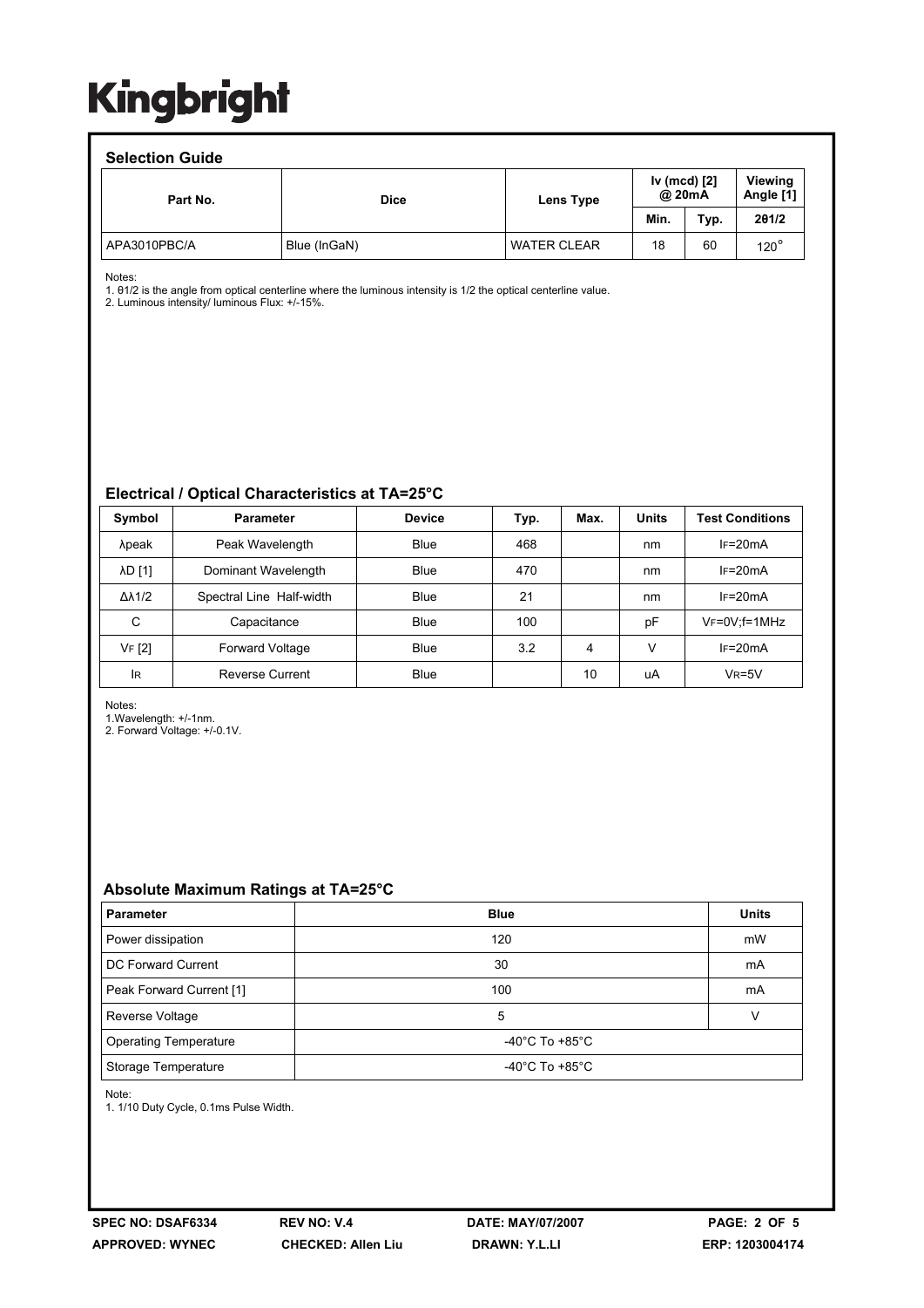## Selection Guide

| Part No. | Dice | Lens Type | Iv (mcd) [2] @ 20mA | | Viewing Angle [1] |
|---|---|---|---|---|---|
| | | | Min. | Typ. | 2θ1/2 |
| APA3010PBC/A | Blue (InGaN) | WATER CLEAR | 18 | 60 | 120° |

Notes:
1. θ1/2 is the angle from optical centerline where the luminous intensity is 1/2 the optical centerline value.
2. Luminous intensity/ luminous Flux: +/-15%.

## Electrical / Optical Characteristics at TA=25°C

| Symbol | Parameter | Device | Typ. | Max. | Units | Test Conditions |
|---|---|---|---|---|---|---|
| λpeak | Peak Wavelength | Blue | 468 | | nm | $I_F$=20mA |
| λD [1] | Dominant Wavelength | Blue | 470 | | nm | $I_F$=20mA |
| Δλ1/2 | Spectral Line Half-width | Blue | 21 | | nm | $I_F$=20mA |
| C | Capacitance | Blue | 100 | | pF | $V_F$=0V;f=1MHz |
| $V_F$ [2] | Forward Voltage | Blue | 3.2 | 4 | V | $I_F$=20mA |
| $I_R$ | Reverse Current | Blue | | 10 | uA | $V_R$=5V |

Notes:
1.Wavelength: +/-1nm.
2. Forward Voltage: +/-0.1V.

## Absolute Maximum Ratings at TA=25°C

| Parameter | Blue | Units |
|---|---|---|
| Power dissipation | 120 | mW |
| DC Forward Current | 30 | mA |
| Peak Forward Current [1] | 100 | mA |
| Reverse Voltage | 5 | V |
| Operating Temperature | -40°C To +85°C | |
| Storage Temperature | -40°C To +85°C | |

Note:
1. 1/10 Duty Cycle, 0.1ms Pulse Width.

SPEC NO: DSAF6334 REV NO: V.4 DATE: MAY/07/2007
APPROVED: WYNEC CHECKED: Allen Liu DRAWN: Y.L.LI ERP: 1203004174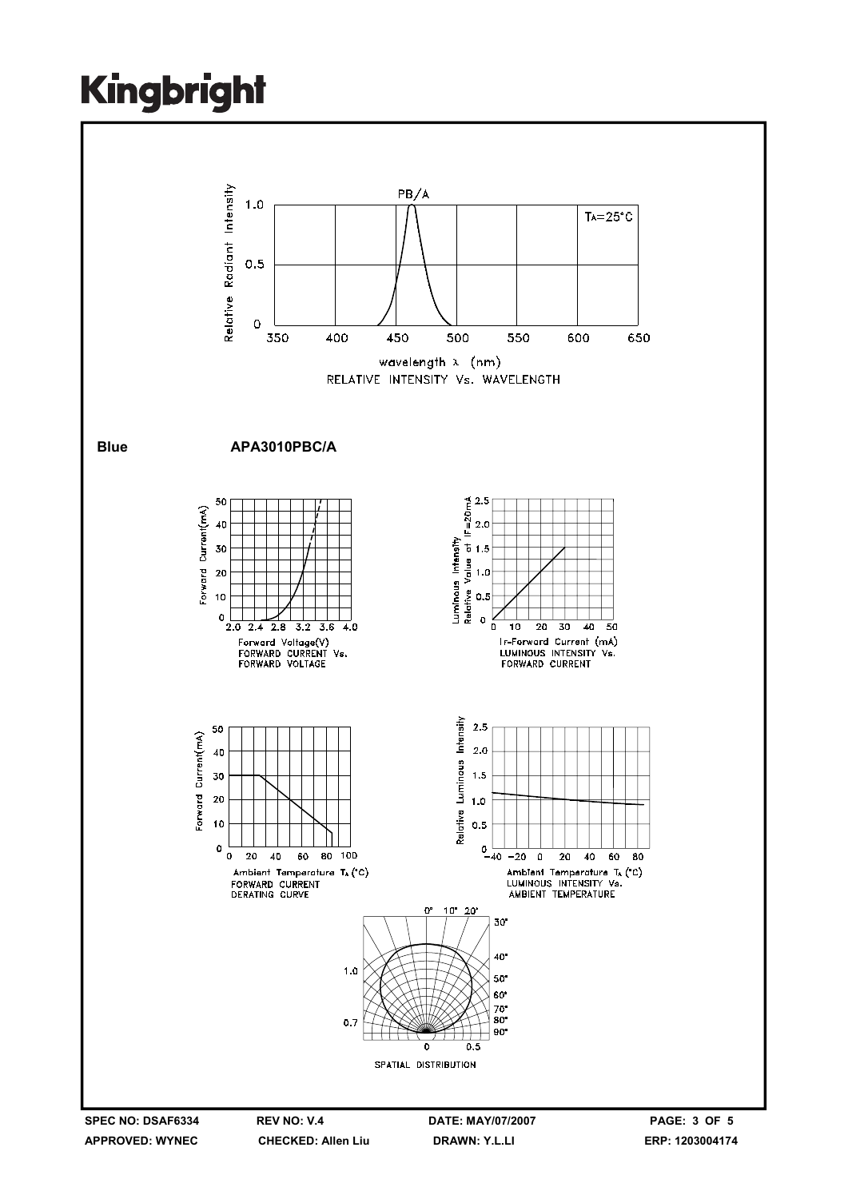RELATIVE INTENSITY Vs. WAVELENGTH

**Blue** **APA3010PBC/A**

FORWARD CURRENT Vs. FORWARD VOLTAGE

LUMINOUS INTENSITY Vs. FORWARD CURRENT

FORWARD CURRENT DERATING CURVE

LUMINOUS INTENSITY Vs. AMBIENT TEMPERATURE

SPATIAL DISTRIBUTION

SPEC NO: DSAF6334 REV NO: V.4 DATE: MAY/07/2007

APPROVED: WYNEC CHECKED: Allen Liu DRAWN: Y.L.LI ERP: 1203004174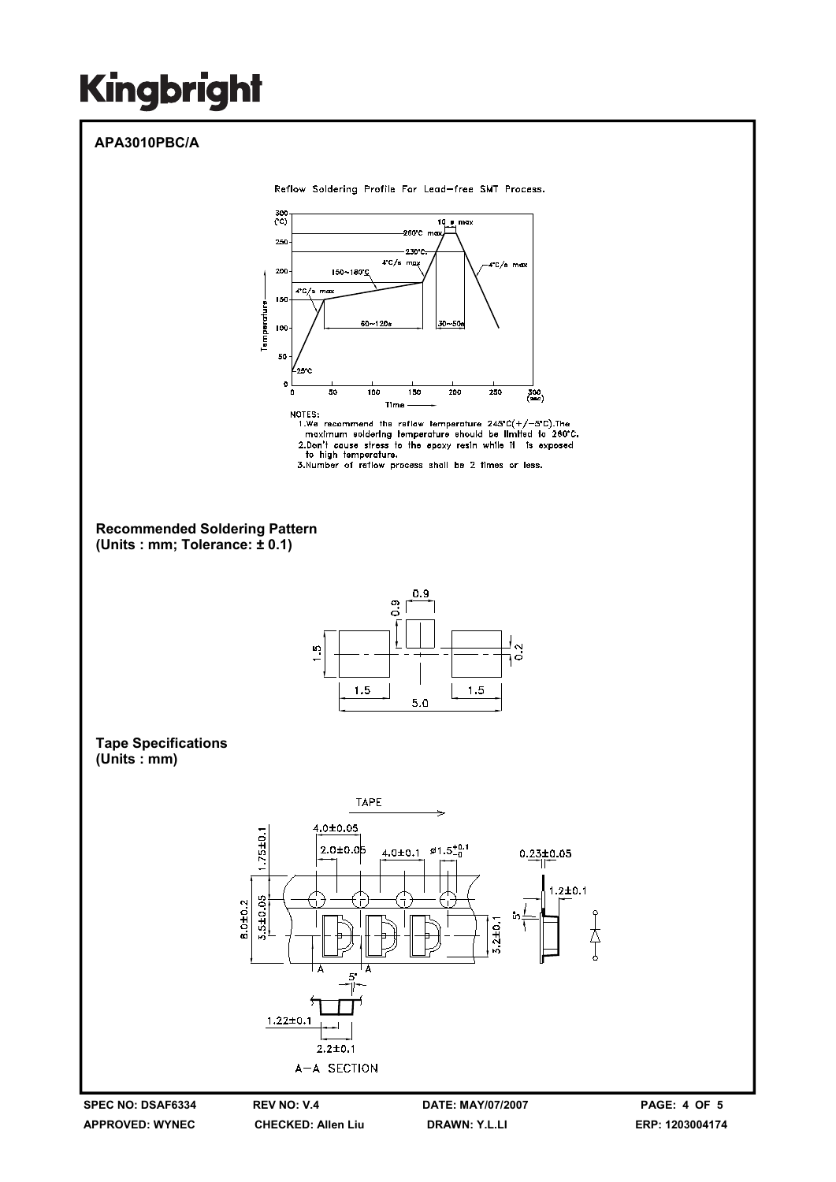# Kingbright

## APA3010PBC/A

Reflow Soldering Profile For Lead-free SMT Process.

NOTES:
1. We recommend the reflow temperature 245°C(+/-5°C).The maximum soldering temperature should be limited to 260°C.
2. Don't cause stress to the epoxy resin while it is exposed to high temperature.
3. Number of reflow process shall be 2 times or less.

**Recommended Soldering Pattern**
**(Units : mm; Tolerance: ± 0.1)**

**Tape Specifications**
**(Units : mm)**

| SPEC NO: DSAF6334 | REV NO: V.4 | DATE: MAY/07/2007 | PAGE: 4 OF 5 |
|---|---|---|---|
| APPROVED: WYNEC | CHECKED: Allen Liu | DRAWN: Y.L.LI | ERP: 1203004174 |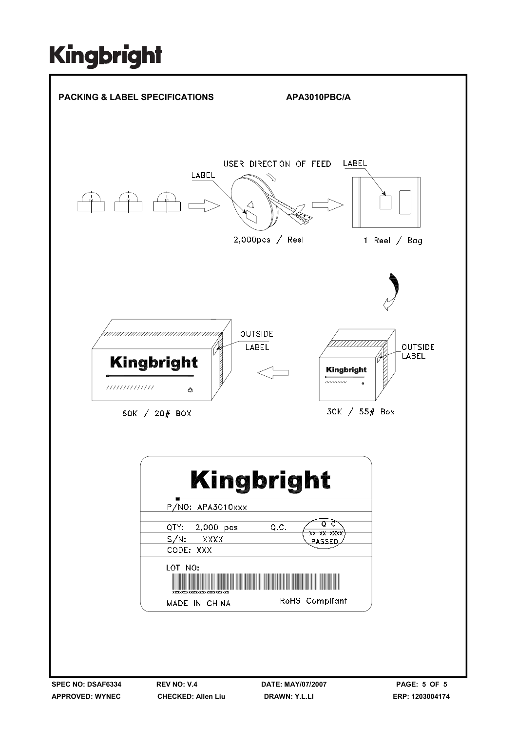**PACKING & LABEL SPECIFICATIONS** **APA3010PBC/A**

USER DIRECTION OF FEED

LABEL

LABEL

2,000pcs / Reel

1 Reel / Bag

OUTSIDE LABEL

OUTSIDE LABEL

Kingbright

Kingbright

60K / 20# BOX

30K / 55# Box

Kingbright

P/NO: APA3010xxx

QTY: 2,000 pcs

Q.C.

Q C
XX XX XXXX
PASSED

S/N: XXXX

CODE: XXX

LOT NO:

MADE IN CHINA

RoHS Compliant

SPEC NO: DSAF6334 REV NO: V.4 DATE: MAY/07/2007

APPROVED: WYNEC CHECKED: Allen Liu DRAWN: Y.L.LI ERP: 1203004174